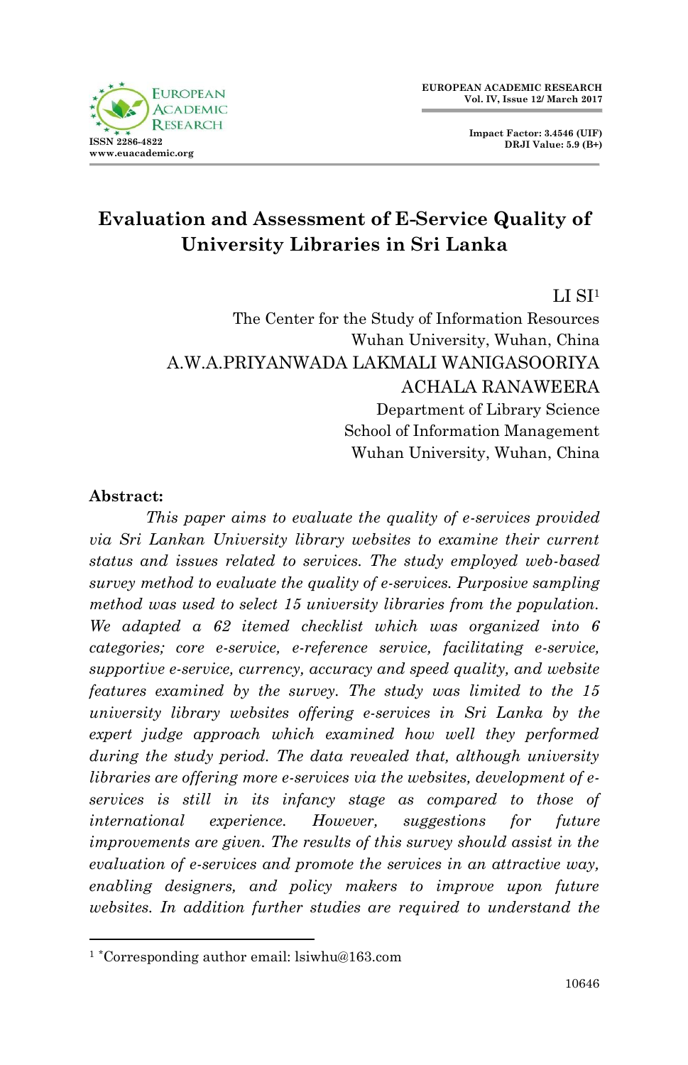# Evaluation and Assessment of E-Service Quality of University Libraries in Sri Lanka

LI SI[1]
The Center for the Study of Information Resources
Wuhan University, Wuhan, China

A.W.A.PRIYANWADA LAKMALI WANIGASOORIYA
ACHALA RANAWEERA
Department of Library Science
School of Information Management
Wuhan University, Wuhan, China

**Abstract:**

*This paper aims to evaluate the quality of e-services provided via Sri Lankan University library websites to examine their current status and issues related to services. The study employed web-based survey method to evaluate the quality of e-services. Purposive sampling method was used to select 15 university libraries from the population. We adapted a 62 itemed checklist which was organized into 6 categories; core e-service, e-reference service, facilitating e-service, supportive e-service, currency, accuracy and speed quality, and website features examined by the survey. The study was limited to the 15 university library websites offering e-services in Sri Lanka by the expert judge approach which examined how well they performed during the study period. The data revealed that, although university libraries are offering more e-services via the websites, development of e-services is still in its infancy stage as compared to those of international experience. However, suggestions for future improvements are given. The results of this survey should assist in the evaluation of e-services and promote the services in an attractive way, enabling designers, and policy makers to improve upon future websites. In addition further studies are required to understand the*

---

[1] *Corresponding author email: lsiwhu@163.com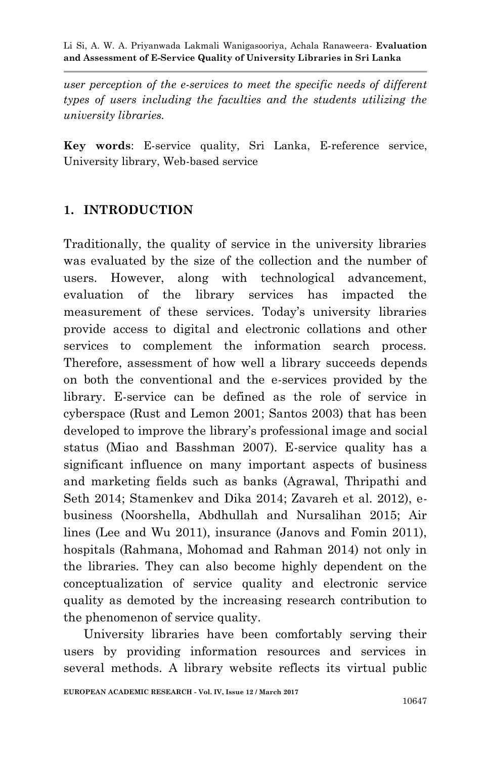*user perception of the e-services to meet the specific needs of different types of users including the faculties and the students utilizing the university libraries.*

**Key words**: E-service quality, Sri Lanka, E-reference service, University library, Web-based service

## 1. INTRODUCTION

Traditionally, the quality of service in the university libraries was evaluated by the size of the collection and the number of users. However, along with technological advancement, evaluation of the library services has impacted the measurement of these services. Today's university libraries provide access to digital and electronic collations and other services to complement the information search process. Therefore, assessment of how well a library succeeds depends on both the conventional and the e-services provided by the library. E-service can be defined as the role of service in cyberspace (Rust and Lemon 2001; Santos 2003) that has been developed to improve the library's professional image and social status (Miao and Basshman 2007). E-service quality has a significant influence on many important aspects of business and marketing fields such as banks (Agrawal, Thripathi and Seth 2014; Stamenkev and Dika 2014; Zavareh et al. 2012), e-business (Noorshella, Abdhullah and Nursalihan 2015; Air lines (Lee and Wu 2011), insurance (Janovs and Fomin 2011), hospitals (Rahmana, Mohomad and Rahman 2014) not only in the libraries. They can also become highly dependent on the conceptualization of service quality and electronic service quality as demoted by the increasing research contribution to the phenomenon of service quality.

University libraries have been comfortably serving their users by providing information resources and services in several methods. A library website reflects its virtual public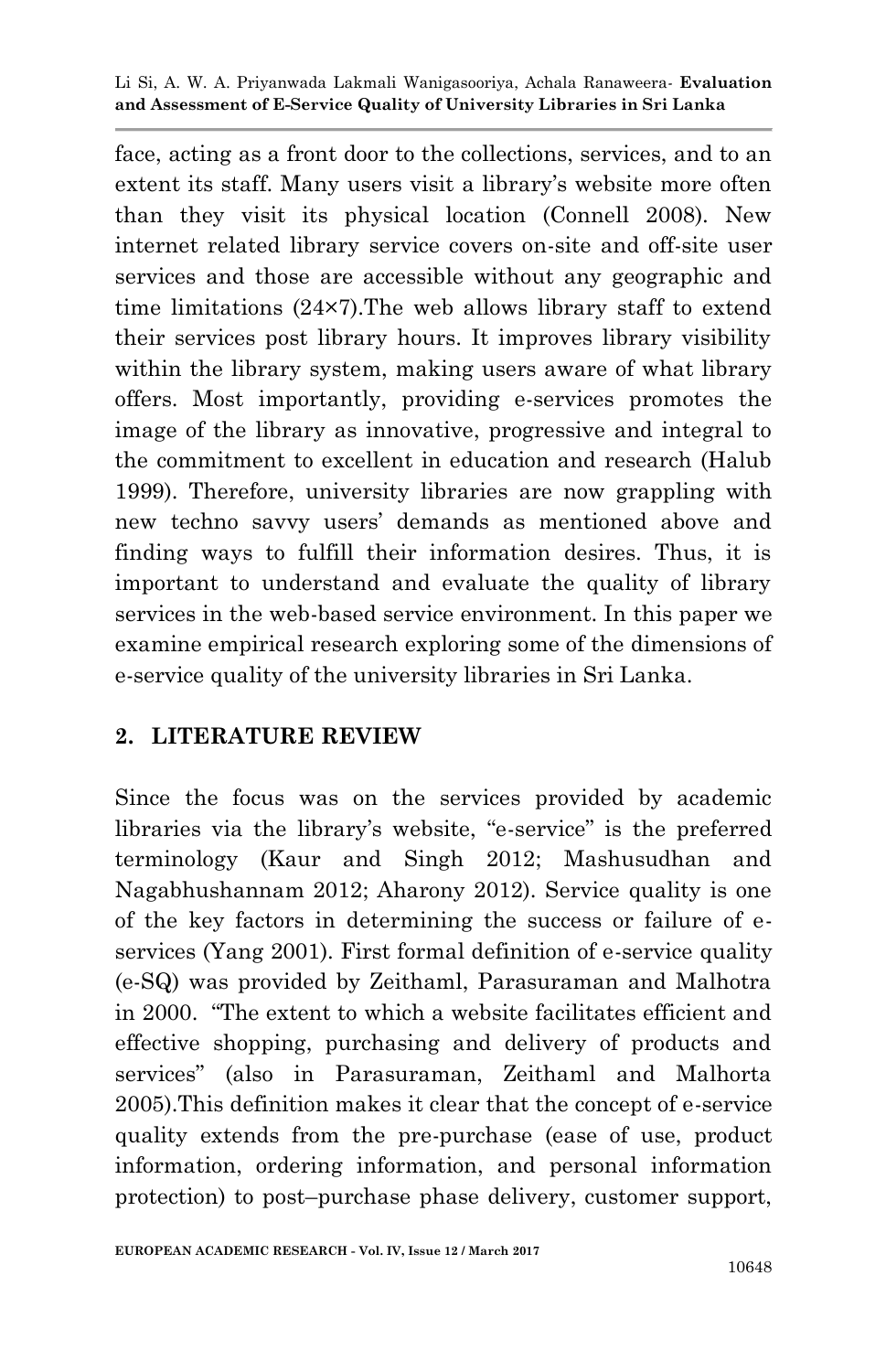face, acting as a front door to the collections, services, and to an extent its staff. Many users visit a library's website more often than they visit its physical location (Connell 2008). New internet related library service covers on-site and off-site user services and those are accessible without any geographic and time limitations (24×7).The web allows library staff to extend their services post library hours. It improves library visibility within the library system, making users aware of what library offers. Most importantly, providing e-services promotes the image of the library as innovative, progressive and integral to the commitment to excellent in education and research (Halub 1999). Therefore, university libraries are now grappling with new techno savvy users' demands as mentioned above and finding ways to fulfill their information desires. Thus, it is important to understand and evaluate the quality of library services in the web-based service environment. In this paper we examine empirical research exploring some of the dimensions of e-service quality of the university libraries in Sri Lanka.

## 2. LITERATURE REVIEW

Since the focus was on the services provided by academic libraries via the library's website, "e-service" is the preferred terminology (Kaur and Singh 2012; Mashusudhan and Nagabhushannam 2012; Aharony 2012). Service quality is one of the key factors in determining the success or failure of e-services (Yang 2001). First formal definition of e-service quality (e-SQ) was provided by Zeithaml, Parasuraman and Malhotra in 2000. "The extent to which a website facilitates efficient and effective shopping, purchasing and delivery of products and services" (also in Parasuraman, Zeithaml and Malhorta 2005).This definition makes it clear that the concept of e-service quality extends from the pre-purchase (ease of use, product information, ordering information, and personal information protection) to post–purchase phase delivery, customer support,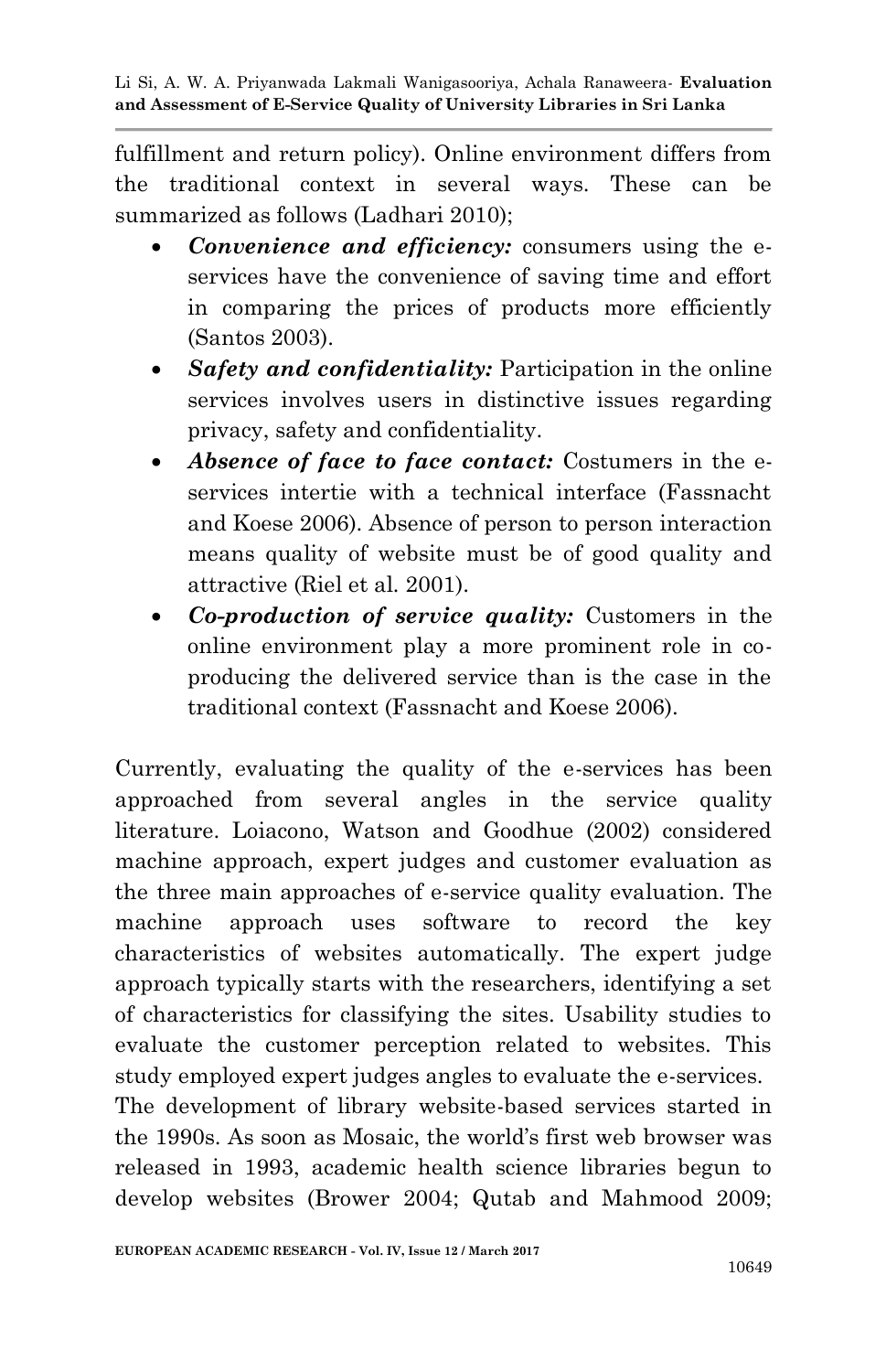fulfillment and return policy). Online environment differs from the traditional context in several ways. These can be summarized as follows (Ladhari 2010);

- ***Convenience and efficiency:*** consumers using the e-services have the convenience of saving time and effort in comparing the prices of products more efficiently (Santos 2003).
- ***Safety and confidentiality:*** Participation in the online services involves users in distinctive issues regarding privacy, safety and confidentiality.
- ***Absence of face to face contact:*** Costumers in the e-services intertie with a technical interface (Fassnacht and Koese 2006). Absence of person to person interaction means quality of website must be of good quality and attractive (Riel et al. 2001).
- ***Co-production of service quality:*** Customers in the online environment play a more prominent role in co-producing the delivered service than is the case in the traditional context (Fassnacht and Koese 2006).

Currently, evaluating the quality of the e-services has been approached from several angles in the service quality literature. Loiacono, Watson and Goodhue (2002) considered machine approach, expert judges and customer evaluation as the three main approaches of e-service quality evaluation. The machine approach uses software to record the key characteristics of websites automatically. The expert judge approach typically starts with the researchers, identifying a set of characteristics for classifying the sites. Usability studies to evaluate the customer perception related to websites. This study employed expert judges angles to evaluate the e-services.

The development of library website-based services started in the 1990s. As soon as Mosaic, the world's first web browser was released in 1993, academic health science libraries begun to develop websites (Brower 2004; Qutab and Mahmood 2009;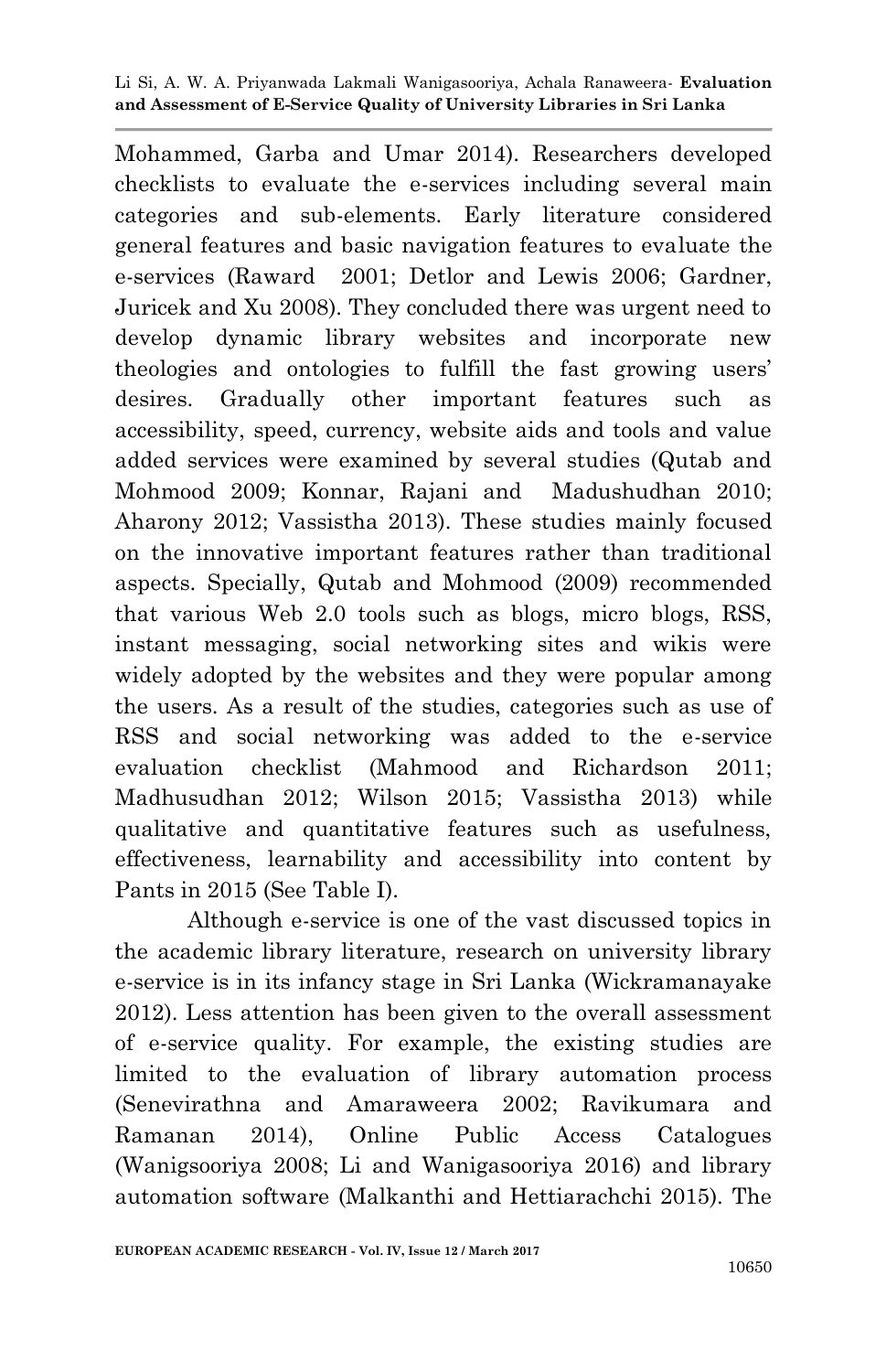Mohammed, Garba and Umar 2014). Researchers developed checklists to evaluate the e-services including several main categories and sub-elements. Early literature considered general features and basic navigation features to evaluate the e-services (Raward 2001; Detlor and Lewis 2006; Gardner, Juricek and Xu 2008). They concluded there was urgent need to develop dynamic library websites and incorporate new theologies and ontologies to fulfill the fast growing users' desires. Gradually other important features such as accessibility, speed, currency, website aids and tools and value added services were examined by several studies (Qutab and Mohmood 2009; Konnar, Rajani and Madushudhan 2010; Aharony 2012; Vassistha 2013). These studies mainly focused on the innovative important features rather than traditional aspects. Specially, Qutab and Mohmood (2009) recommended that various Web 2.0 tools such as blogs, micro blogs, RSS, instant messaging, social networking sites and wikis were widely adopted by the websites and they were popular among the users. As a result of the studies, categories such as use of RSS and social networking was added to the e-service evaluation checklist (Mahmood and Richardson 2011; Madhusudhan 2012; Wilson 2015; Vassistha 2013) while qualitative and quantitative features such as usefulness, effectiveness, learnability and accessibility into content by Pants in 2015 (See Table I).

Although e-service is one of the vast discussed topics in the academic library literature, research on university library e-service is in its infancy stage in Sri Lanka (Wickramanayake 2012). Less attention has been given to the overall assessment of e-service quality. For example, the existing studies are limited to the evaluation of library automation process (Senevirathna and Amaraweera 2002; Ravikumara and Ramanan 2014), Online Public Access Catalogues (Wanigsooriya 2008; Li and Wanigasooriya 2016) and library automation software (Malkanthi and Hettiarachchi 2015). The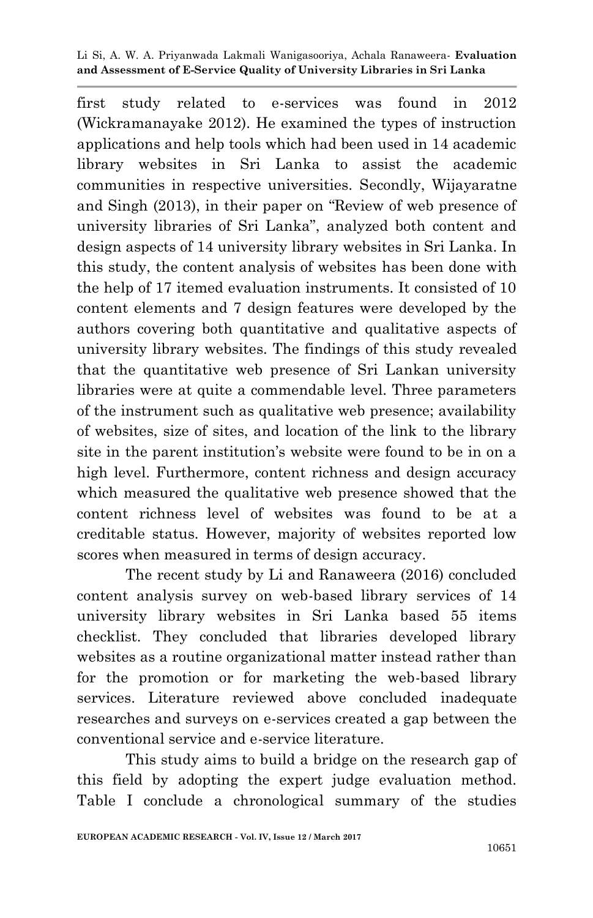first study related to e-services was found in 2012 (Wickramanayake 2012). He examined the types of instruction applications and help tools which had been used in 14 academic library websites in Sri Lanka to assist the academic communities in respective universities. Secondly, Wijayaratne and Singh (2013), in their paper on "Review of web presence of university libraries of Sri Lanka", analyzed both content and design aspects of 14 university library websites in Sri Lanka. In this study, the content analysis of websites has been done with the help of 17 itemed evaluation instruments. It consisted of 10 content elements and 7 design features were developed by the authors covering both quantitative and qualitative aspects of university library websites. The findings of this study revealed that the quantitative web presence of Sri Lankan university libraries were at quite a commendable level. Three parameters of the instrument such as qualitative web presence; availability of websites, size of sites, and location of the link to the library site in the parent institution's website were found to be in on a high level. Furthermore, content richness and design accuracy which measured the qualitative web presence showed that the content richness level of websites was found to be at a creditable status. However, majority of websites reported low scores when measured in terms of design accuracy.

The recent study by Li and Ranaweera (2016) concluded content analysis survey on web-based library services of 14 university library websites in Sri Lanka based 55 items checklist. They concluded that libraries developed library websites as a routine organizational matter instead rather than for the promotion or for marketing the web-based library services. Literature reviewed above concluded inadequate researches and surveys on e-services created a gap between the conventional service and e-service literature.

This study aims to build a bridge on the research gap of this field by adopting the expert judge evaluation method. Table I conclude a chronological summary of the studies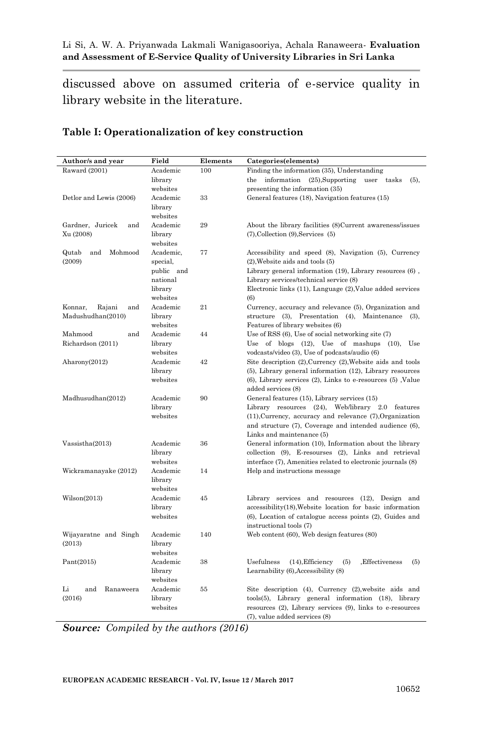discussed above on assumed criteria of e-service quality in library website in the literature.

**Table I: Operationalization of key construction**

| Author/s and year | Field | Elements | Categories(elements) |
| --- | --- | --- | --- |
| Raward (2001) | Academic library websites | 100 | Finding the information (35), Understanding the information (25),Supporting user tasks (5), presenting the information (35) |
| Detlor and Lewis (2006) | Academic library websites | 33 | General features (18), Navigation features (15) |
| Gardner, Juricek and Xu (2008) | Academic library websites | 29 | About the library facilities (8)Current awareness/issues (7),Collection (9),Services (5) |
| Qutab and Mohmood (2009) | Academic, special, public and national library websites | 77 | Accessibility and speed (8), Navigation (5), Currency (2),Website aids and tools (5) Library general information (19), Library resources (6) , Library services/technical service (8) Electronic links (11), Language (2),Value added services (6) |
| Konnar, Rajani and Madushudhan(2010) | Academic library websites | 21 | Currency, accuracy and relevance (5), Organization and structure (3), Presentation (4), Maintenance (3), Features of library websites (6) |
| Mahmood and Richardson (2011) | Academic library websites | 44 | Use of RSS (6), Use of social networking site (7) Use of blogs (12), Use of mashups (10), Use vodcasts/video (3), Use of podcasts/audio (6) |
| Aharony(2012) | Academic library websites | 42 | Site description (2),Currency (2),Website aids and tools (5), Library general information (12), Library resources (6), Library services (2), Links to e-resources (5) ,Value added services (8) |
| Madhusudhan(2012) | Academic library websites | 90 | General features (15), Library services (15) Library resources (24), Web/library 2.0 features (11),Currency, accuracy and relevance (7),Organization and structure (7), Coverage and intended audience (6), Links and maintenance (5) |
| Vassistha(2013) | Academic library websites | 36 | General information (10), Information about the library collection (9), E-resourses (2), Links and retrieval interface (7), Amenities related to electronic journals (8) |
| Wickramanayake (2012) | Academic library websites | 14 | Help and instructions message |
| Wilson(2013) | Academic library websites | 45 | Library services and resources (12), Design and accessibility(18),Website location for basic information (6), Location of catalogue access points (2), Guides and instructional tools (7) |
| Wijayaratne and Singh (2013) | Academic library websites | 140 | Web content (60), Web design features (80) |
| Pant(2015) | Academic library websites | 38 | Usefulness (14),Efficiency (5) ,Effectiveness (5) Learnability (6),Accessibility (8) |
| Li and Ranaweera (2016) | Academic library websites | 55 | Site description (4), Currency (2),website aids and tools(5), Library general information (18), library resources (2), Library services (9), links to e-resources (7), value added services (8) |

***Source:*** *Compiled by the authors (2016)*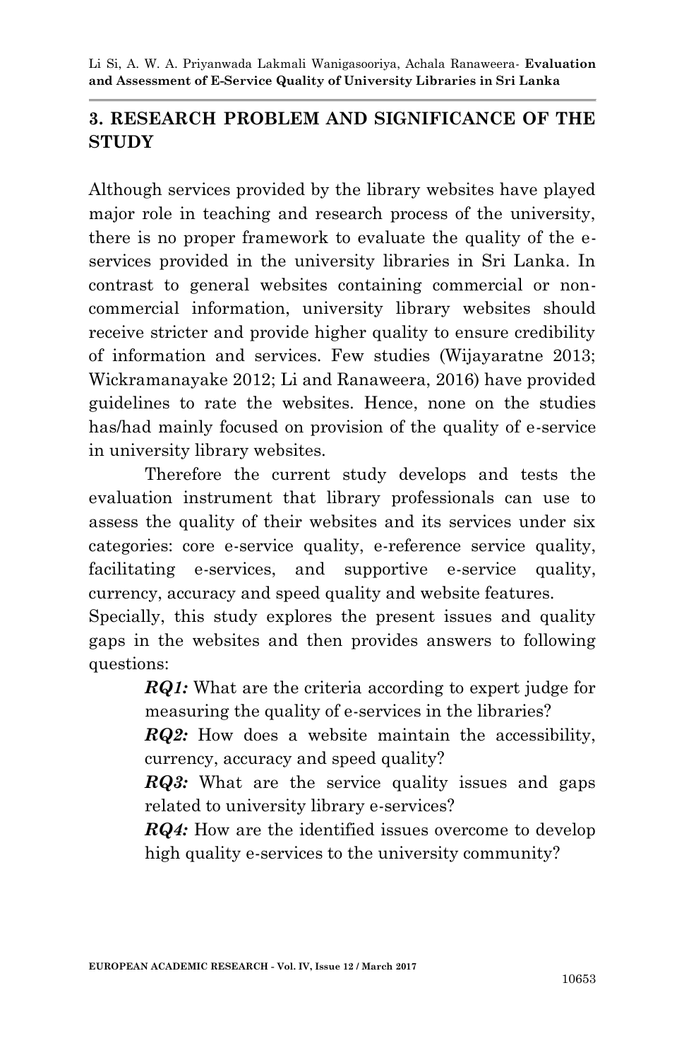## 3. RESEARCH PROBLEM AND SIGNIFICANCE OF THE STUDY

Although services provided by the library websites have played major role in teaching and research process of the university, there is no proper framework to evaluate the quality of the e-services provided in the university libraries in Sri Lanka. In contrast to general websites containing commercial or non-commercial information, university library websites should receive stricter and provide higher quality to ensure credibility of information and services. Few studies (Wijayaratne 2013; Wickramanayake 2012; Li and Ranaweera, 2016) have provided guidelines to rate the websites. Hence, none on the studies has/had mainly focused on provision of the quality of e-service in university library websites.

Therefore the current study develops and tests the evaluation instrument that library professionals can use to assess the quality of their websites and its services under six categories: core e-service quality, e-reference service quality, facilitating e-services, and supportive e-service quality, currency, accuracy and speed quality and website features.

Specially, this study explores the present issues and quality gaps in the websites and then provides answers to following questions:

> ***RQ1:*** What are the criteria according to expert judge for measuring the quality of e-services in the libraries?
>
> ***RQ2:*** How does a website maintain the accessibility, currency, accuracy and speed quality?
>
> ***RQ3:*** What are the service quality issues and gaps related to university library e-services?
>
> ***RQ4:*** How are the identified issues overcome to develop high quality e-services to the university community?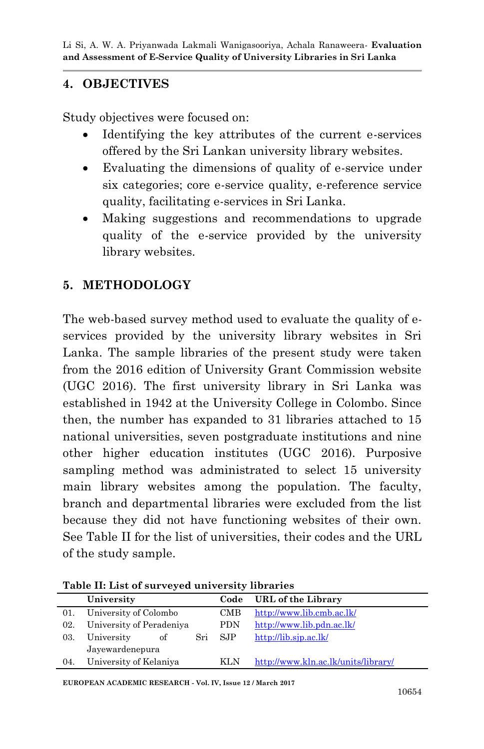## 4. OBJECTIVES

Study objectives were focused on:

- Identifying the key attributes of the current e-services offered by the Sri Lankan university library websites.
- Evaluating the dimensions of quality of e-service under six categories; core e-service quality, e-reference service quality, facilitating e-services in Sri Lanka.
- Making suggestions and recommendations to upgrade quality of the e-service provided by the university library websites.

## 5. METHODOLOGY

The web-based survey method used to evaluate the quality of e-services provided by the university library websites in Sri Lanka. The sample libraries of the present study were taken from the 2016 edition of University Grant Commission website (UGC 2016). The first university library in Sri Lanka was established in 1942 at the University College in Colombo. Since then, the number has expanded to 31 libraries attached to 15 national universities, seven postgraduate institutions and nine other higher education institutes (UGC 2016). Purposive sampling method was administrated to select 15 university main library websites among the population. The faculty, branch and departmental libraries were excluded from the list because they did not have functioning websites of their own. See Table II for the list of universities, their codes and the URL of the study sample.

**Table II: List of surveyed university libraries**

| | University | Code | URL of the Library |
|---|---|---|---|
| 01. | University of Colombo | CMB | http://www.lib.cmb.ac.lk/ |
| 02. | University of Peradeniya | PDN | http://www.lib.pdn.ac.lk/ |
| 03. | University of Sri Jayewardenepura | SJP | http://lib.sjp.ac.lk/ |
| 04. | University of Kelaniya | KLN | http://www.kln.ac.lk/units/library/ |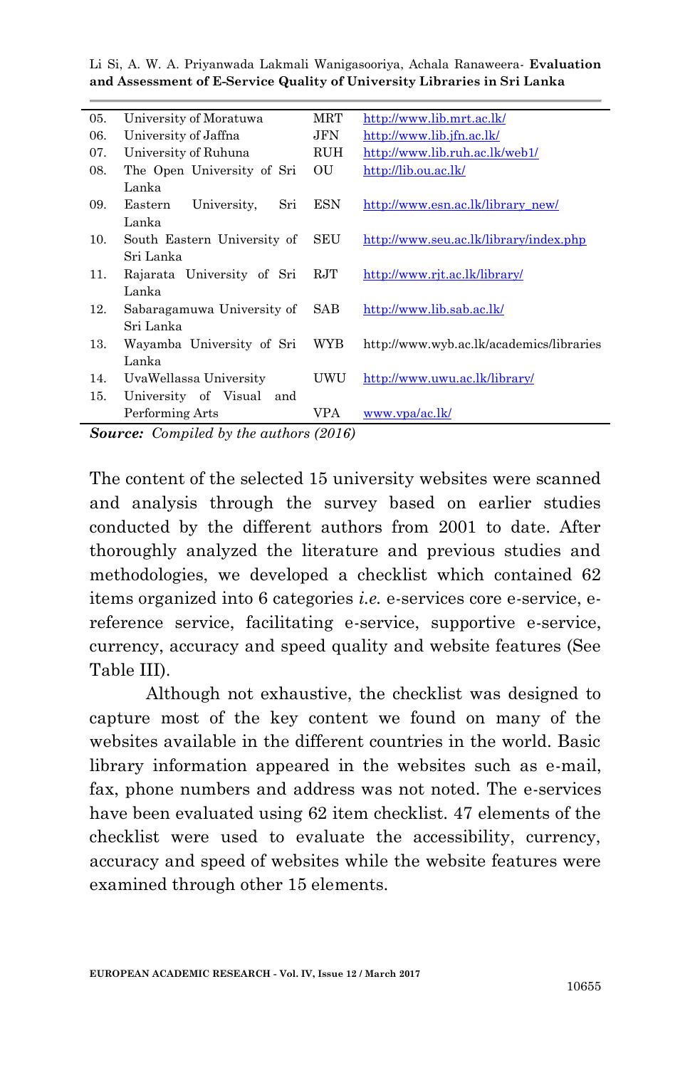| 05. | University of Moratuwa | MRT | http://www.lib.mrt.ac.lk/ |
|---|---|---|---|
| 06. | University of Jaffna | JFN | http://www.lib.jfn.ac.lk/ |
| 07. | University of Ruhuna | RUH | http://www.lib.ruh.ac.lk/web1/ |
| 08. | The Open University of Sri Lanka | OU | http://lib.ou.ac.lk/ |
| 09. | Eastern University, Sri Lanka | ESN | http://www.esn.ac.lk/library_new/ |
| 10. | South Eastern University of Sri Lanka | SEU | http://www.seu.ac.lk/library/index.php |
| 11. | Rajarata University of Sri Lanka | RJT | http://www.rjt.ac.lk/library/ |
| 12. | Sabaragamuwa University of Sri Lanka | SAB | http://www.lib.sab.ac.lk/ |
| 13. | Wayamba University of Sri Lanka | WYB | http://www.wyb.ac.lk/academics/libraries |
| 14. | UvaWellassa University | UWU | http://www.uwu.ac.lk/library/ |
| 15. | University of Visual and Performing Arts | VPA | www.vpa/ac.lk/ |

***Source:*** *Compiled by the authors (2016)*

The content of the selected 15 university websites were scanned and analysis through the survey based on earlier studies conducted by the different authors from 2001 to date. After thoroughly analyzed the literature and previous studies and methodologies, we developed a checklist which contained 62 items organized into 6 categories *i.e.* e-services core e-service, e-reference service, facilitating e-service, supportive e-service, currency, accuracy and speed quality and website features (See Table III).

Although not exhaustive, the checklist was designed to capture most of the key content we found on many of the websites available in the different countries in the world. Basic library information appeared in the websites such as e-mail, fax, phone numbers and address was not noted. The e-services have been evaluated using 62 item checklist. 47 elements of the checklist were used to evaluate the accessibility, currency, accuracy and speed of websites while the website features were examined through other 15 elements.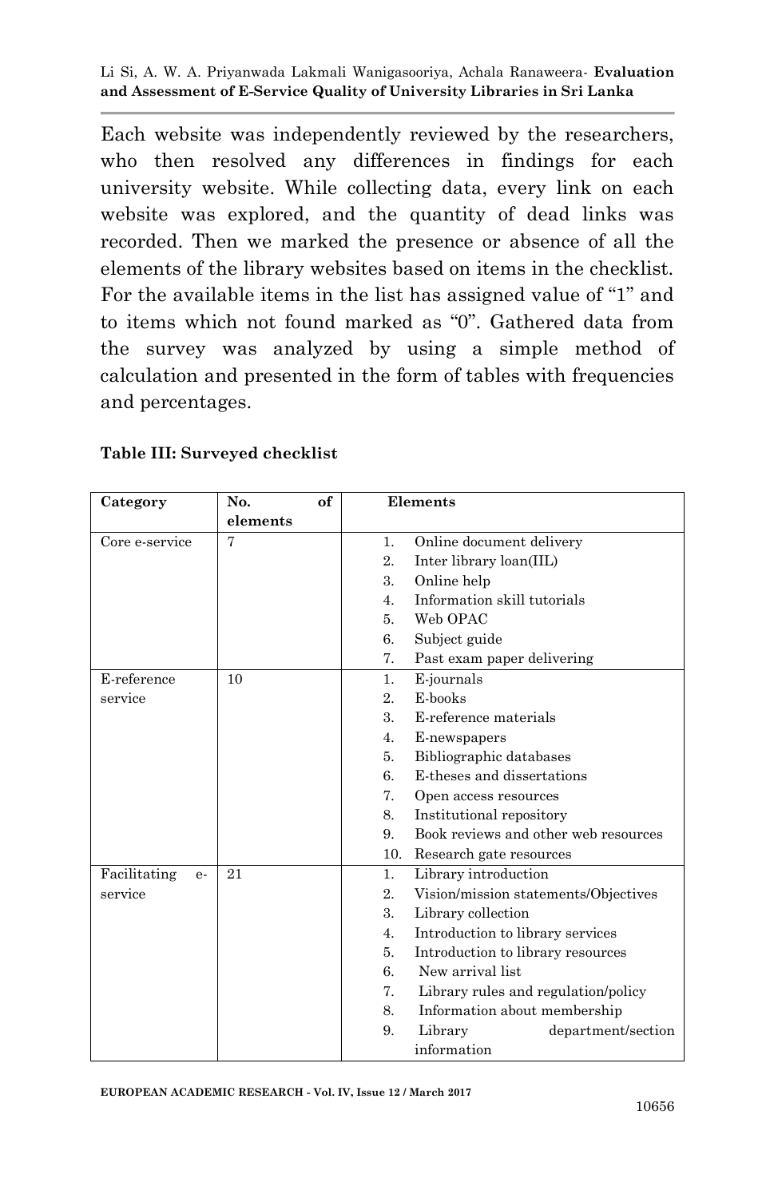Each website was independently reviewed by the researchers, who then resolved any differences in findings for each university website. While collecting data, every link on each website was explored, and the quantity of dead links was recorded. Then we marked the presence or absence of all the elements of the library websites based on items in the checklist. For the available items in the list has assigned value of "1" and to items which not found marked as "0". Gathered data from the survey was analyzed by using a simple method of calculation and presented in the form of tables with frequencies and percentages.

**Table III: Surveyed checklist**

| Category | No. of elements | Elements |
|---|---|---|
| Core e-service | 7 | 1. Online document delivery<br>2. Inter library loan(IIL)<br>3. Online help<br>4. Information skill tutorials<br>5. Web OPAC<br>6. Subject guide<br>7. Past exam paper delivering |
| E-reference service | 10 | 1. E-journals<br>2. E-books<br>3. E-reference materials<br>4. E-newspapers<br>5. Bibliographic databases<br>6. E-theses and dissertations<br>7. Open access resources<br>8. Institutional repository<br>9. Book reviews and other web resources<br>10. Research gate resources |
| Facilitating e-service | 21 | 1. Library introduction<br>2. Vision/mission statements/Objectives<br>3. Library collection<br>4. Introduction to library services<br>5. Introduction to library resources<br>6. New arrival list<br>7. Library rules and regulation/policy<br>8. Information about membership<br>9. Library department/section information |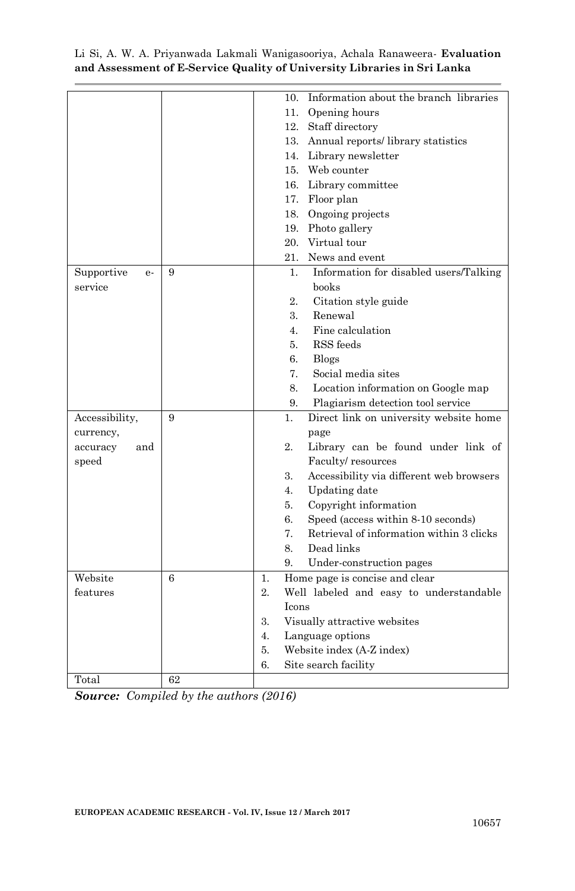|  |  |  |
|---|---|---|
|  |  | 10. Information about the branch libraries<br>11. Opening hours<br>12. Staff directory<br>13. Annual reports/ library statistics<br>14. Library newsletter<br>15. Web counter<br>16. Library committee<br>17. Floor plan<br>18. Ongoing projects<br>19. Photo gallery<br>20. Virtual tour<br>21. News and event |
| Supportive e-service | 9 | 1. Information for disabled users/Talking books<br>2. Citation style guide<br>3. Renewal<br>4. Fine calculation<br>5. RSS feeds<br>6. Blogs<br>7. Social media sites<br>8. Location information on Google map<br>9. Plagiarism detection tool service |
| Accessibility, currency, accuracy and speed | 9 | 1. Direct link on university website home page<br>2. Library can be found under link of Faculty/ resources<br>3. Accessibility via different web browsers<br>4. Updating date<br>5. Copyright information<br>6. Speed (access within 8-10 seconds)<br>7. Retrieval of information within 3 clicks<br>8. Dead links<br>9. Under-construction pages |
| Website features | 6 | 1. Home page is concise and clear<br>2. Well labeled and easy to understandable Icons<br>3. Visually attractive websites<br>4. Language options<br>5. Website index (A-Z index)<br>6. Site search facility |
| Total | 62 |  |

***Source:*** *Compiled by the authors (2016)*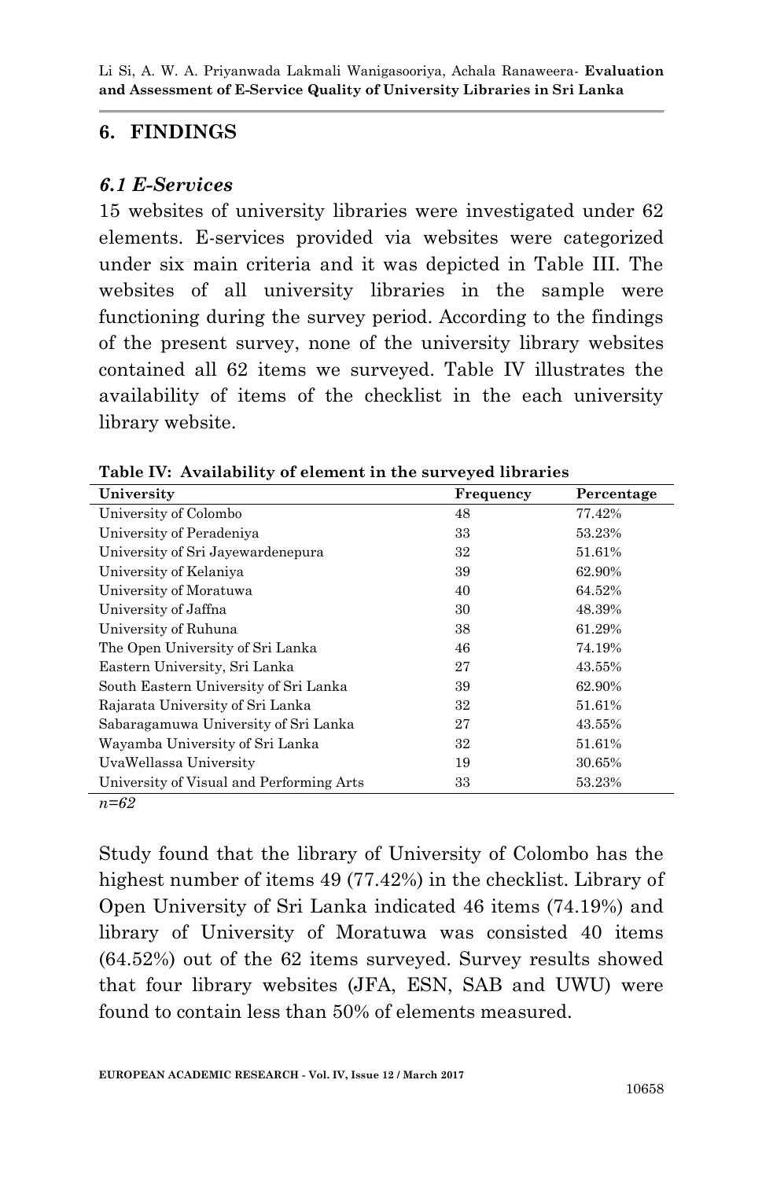## 6. FINDINGS

### *6.1 E-Services*

15 websites of university libraries were investigated under 62 elements. E-services provided via websites were categorized under six main criteria and it was depicted in Table III. The websites of all university libraries in the sample were functioning during the survey period. According to the findings of the present survey, none of the university library websites contained all 62 items we surveyed. Table IV illustrates the availability of items of the checklist in the each university library website.

**Table IV: Availability of element in the surveyed libraries**

| University | Frequency | Percentage |
|---|---|---|
| University of Colombo | 48 | 77.42% |
| University of Peradeniya | 33 | 53.23% |
| University of Sri Jayewardenepura | 32 | 51.61% |
| University of Kelaniya | 39 | 62.90% |
| University of Moratuwa | 40 | 64.52% |
| University of Jaffna | 30 | 48.39% |
| University of Ruhuna | 38 | 61.29% |
| The Open University of Sri Lanka | 46 | 74.19% |
| Eastern University, Sri Lanka | 27 | 43.55% |
| South Eastern University of Sri Lanka | 39 | 62.90% |
| Rajarata University of Sri Lanka | 32 | 51.61% |
| Sabaragamuwa University of Sri Lanka | 27 | 43.55% |
| Wayamba University of Sri Lanka | 32 | 51.61% |
| UvaWellassa University | 19 | 30.65% |
| University of Visual and Performing Arts | 33 | 53.23% |

*n=62*

Study found that the library of University of Colombo has the highest number of items 49 (77.42%) in the checklist. Library of Open University of Sri Lanka indicated 46 items (74.19%) and library of University of Moratuwa was consisted 40 items (64.52%) out of the 62 items surveyed. Survey results showed that four library websites (JFA, ESN, SAB and UWU) were found to contain less than 50% of elements measured.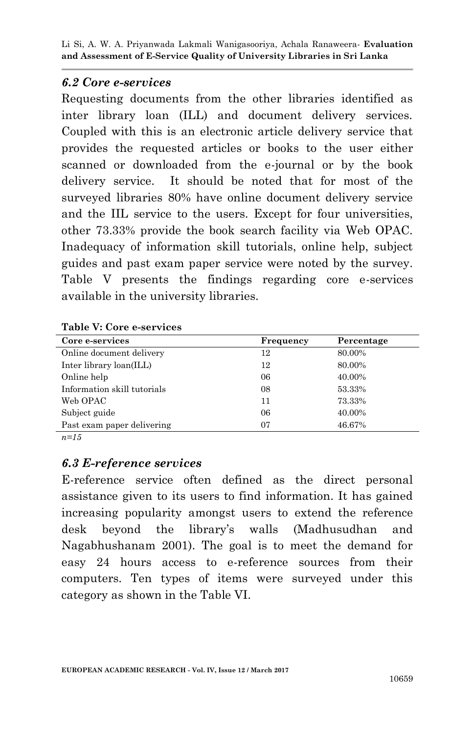### *6.2 Core e-services*

Requesting documents from the other libraries identified as inter library loan (ILL) and document delivery services. Coupled with this is an electronic article delivery service that provides the requested articles or books to the user either scanned or downloaded from the e-journal or by the book delivery service. It should be noted that for most of the surveyed libraries 80% have online document delivery service and the IIL service to the users. Except for four universities, other 73.33% provide the book search facility via Web OPAC. Inadequacy of information skill tutorials, online help, subject guides and past exam paper service were noted by the survey. Table V presents the findings regarding core e-services available in the university libraries.

**Table V: Core e-services**

| Core e-services | Frequency | Percentage |
|---|---|---|
| Online document delivery | 12 | 80.00% |
| Inter library loan(ILL) | 12 | 80.00% |
| Online help | 06 | 40.00% |
| Information skill tutorials | 08 | 53.33% |
| Web OPAC | 11 | 73.33% |
| Subject guide | 06 | 40.00% |
| Past exam paper delivering | 07 | 46.67% |

*n=15*

### *6.3 E-reference services*

E-reference service often defined as the direct personal assistance given to its users to find information. It has gained increasing popularity amongst users to extend the reference desk beyond the library's walls (Madhusudhan and Nagabhushanam 2001). The goal is to meet the demand for easy 24 hours access to e-reference sources from their computers. Ten types of items were surveyed under this category as shown in the Table VI.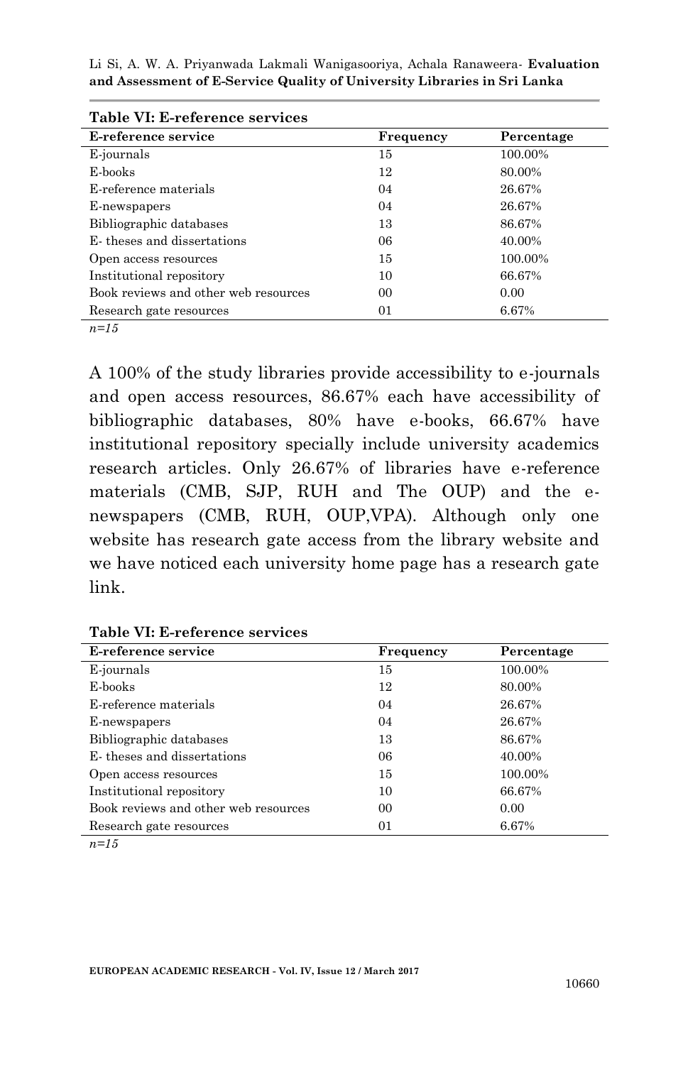**Table VI: E-reference services**

| E-reference service | Frequency | Percentage |
|---|---|---|
| E-journals | 15 | 100.00% |
| E-books | 12 | 80.00% |
| E-reference materials | 04 | 26.67% |
| E-newspapers | 04 | 26.67% |
| Bibliographic databases | 13 | 86.67% |
| E- theses and dissertations | 06 | 40.00% |
| Open access resources | 15 | 100.00% |
| Institutional repository | 10 | 66.67% |
| Book reviews and other web resources | 00 | 0.00 |
| Research gate resources | 01 | 6.67% |

*n=15*

A 100% of the study libraries provide accessibility to e-journals and open access resources, 86.67% each have accessibility of bibliographic databases, 80% have e-books, 66.67% have institutional repository specially include university academics research articles. Only 26.67% of libraries have e-reference materials (CMB, SJP, RUH and The OUP) and the e-newspapers (CMB, RUH, OUP,VPA). Although only one website has research gate access from the library website and we have noticed each university home page has a research gate link.

**Table VI: E-reference services**

| E-reference service | Frequency | Percentage |
|---|---|---|
| E-journals | 15 | 100.00% |
| E-books | 12 | 80.00% |
| E-reference materials | 04 | 26.67% |
| E-newspapers | 04 | 26.67% |
| Bibliographic databases | 13 | 86.67% |
| E- theses and dissertations | 06 | 40.00% |
| Open access resources | 15 | 100.00% |
| Institutional repository | 10 | 66.67% |
| Book reviews and other web resources | 00 | 0.00 |
| Research gate resources | 01 | 6.67% |

*n=15*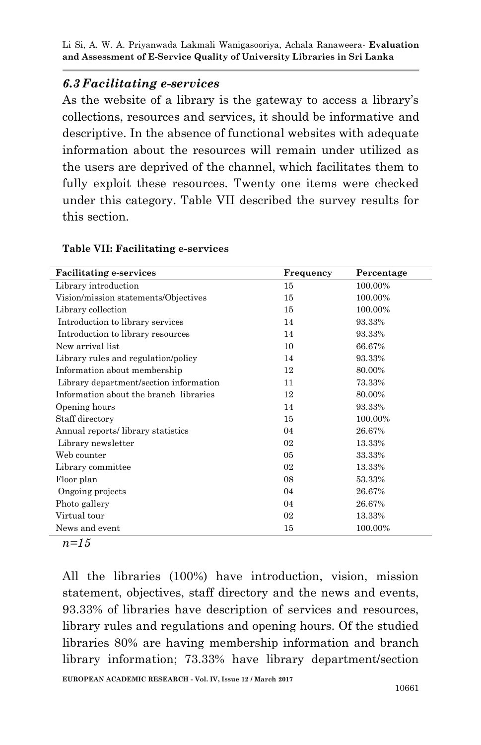### 6.3 Facilitating e-services

As the website of a library is the gateway to access a library's collections, resources and services, it should be informative and descriptive. In the absence of functional websites with adequate information about the resources will remain under utilized as the users are deprived of the channel, which facilitates them to fully exploit these resources. Twenty one items were checked under this category. Table VII described the survey results for this section.

**Table VII: Facilitating e-services**

| Facilitating e-services | Frequency | Percentage |
|---|---|---|
| Library introduction | 15 | 100.00% |
| Vision/mission statements/Objectives | 15 | 100.00% |
| Library collection | 15 | 100.00% |
| Introduction to library services | 14 | 93.33% |
| Introduction to library resources | 14 | 93.33% |
| New arrival list | 10 | 66.67% |
| Library rules and regulation/policy | 14 | 93.33% |
| Information about membership | 12 | 80.00% |
| Library department/section information | 11 | 73.33% |
| Information about the branch libraries | 12 | 80.00% |
| Opening hours | 14 | 93.33% |
| Staff directory | 15 | 100.00% |
| Annual reports/ library statistics | 04 | 26.67% |
| Library newsletter | 02 | 13.33% |
| Web counter | 05 | 33.33% |
| Library committee | 02 | 13.33% |
| Floor plan | 08 | 53.33% |
| Ongoing projects | 04 | 26.67% |
| Photo gallery | 04 | 26.67% |
| Virtual tour | 02 | 13.33% |
| News and event | 15 | 100.00% |

*n=15*

All the libraries (100%) have introduction, vision, mission statement, objectives, staff directory and the news and events, 93.33% of libraries have description of services and resources, library rules and regulations and opening hours. Of the studied libraries 80% are having membership information and branch library information; 73.33% have library department/section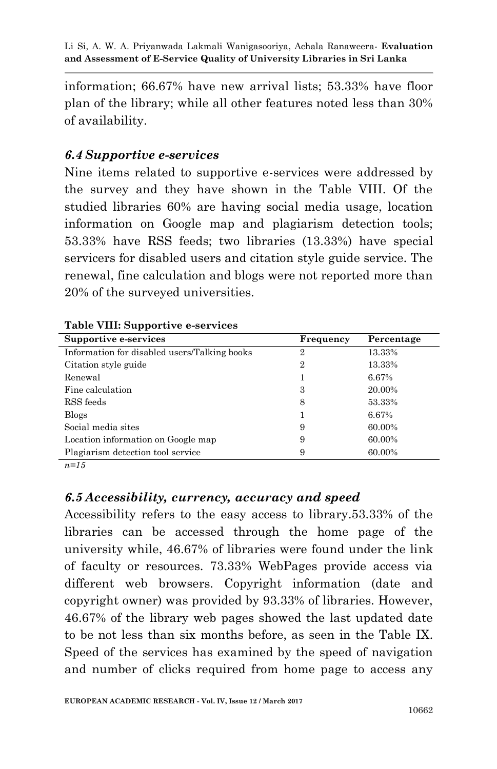information; 66.67% have new arrival lists; 53.33% have floor plan of the library; while all other features noted less than 30% of availability.

### *6.4 Supportive e-services*

Nine items related to supportive e-services were addressed by the survey and they have shown in the Table VIII. Of the studied libraries 60% are having social media usage, location information on Google map and plagiarism detection tools; 53.33% have RSS feeds; two libraries (13.33%) have special servicers for disabled users and citation style guide service. The renewal, fine calculation and blogs were not reported more than 20% of the surveyed universities.

**Table VIII: Supportive e-services**

| Supportive e-services | Frequency | Percentage |
|---|---|---|
| Information for disabled users/Talking books | 2 | 13.33% |
| Citation style guide | 2 | 13.33% |
| Renewal | 1 | 6.67% |
| Fine calculation | 3 | 20.00% |
| RSS feeds | 8 | 53.33% |
| Blogs | 1 | 6.67% |
| Social media sites | 9 | 60.00% |
| Location information on Google map | 9 | 60.00% |
| Plagiarism detection tool service | 9 | 60.00% |

*n=15*

### *6.5 Accessibility, currency, accuracy and speed*

Accessibility refers to the easy access to library.53.33% of the libraries can be accessed through the home page of the university while, 46.67% of libraries were found under the link of faculty or resources. 73.33% WebPages provide access via different web browsers. Copyright information (date and copyright owner) was provided by 93.33% of libraries. However, 46.67% of the library web pages showed the last updated date to be not less than six months before, as seen in the Table IX. Speed of the services has examined by the speed of navigation and number of clicks required from home page to access any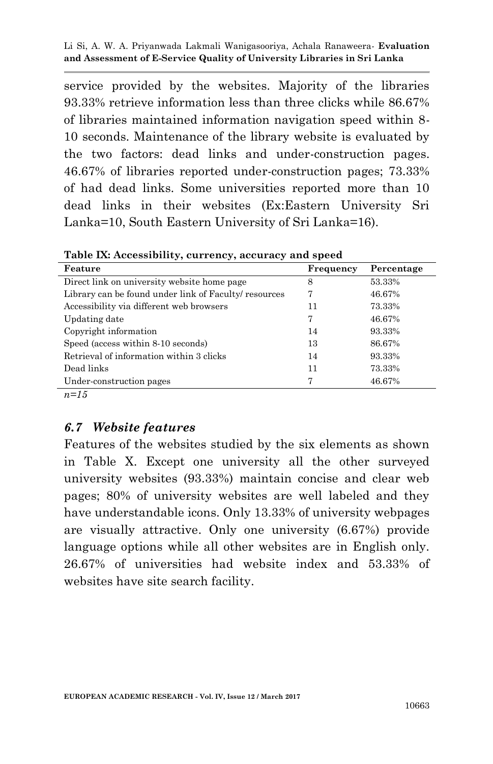service provided by the websites. Majority of the libraries 93.33% retrieve information less than three clicks while 86.67% of libraries maintained information navigation speed within 8-10 seconds. Maintenance of the library website is evaluated by the two factors: dead links and under-construction pages. 46.67% of libraries reported under-construction pages; 73.33% of had dead links. Some universities reported more than 10 dead links in their websites (Ex:Eastern University Sri Lanka=10, South Eastern University of Sri Lanka=16).

**Table IX: Accessibility, currency, accuracy and speed**

| Feature | Frequency | Percentage |
|---|---|---|
| Direct link on university website home page | 8 | 53.33% |
| Library can be found under link of Faculty/ resources | 7 | 46.67% |
| Accessibility via different web browsers | 11 | 73.33% |
| Updating date | 7 | 46.67% |
| Copyright information | 14 | 93.33% |
| Speed (access within 8-10 seconds) | 13 | 86.67% |
| Retrieval of information within 3 clicks | 14 | 93.33% |
| Dead links | 11 | 73.33% |
| Under-construction pages | 7 | 46.67% |

*n=15*

### *6.7 Website features*

Features of the websites studied by the six elements as shown in Table X. Except one university all the other surveyed university websites (93.33%) maintain concise and clear web pages; 80% of university websites are well labeled and they have understandable icons. Only 13.33% of university webpages are visually attractive. Only one university (6.67%) provide language options while all other websites are in English only. 26.67% of universities had website index and 53.33% of websites have site search facility.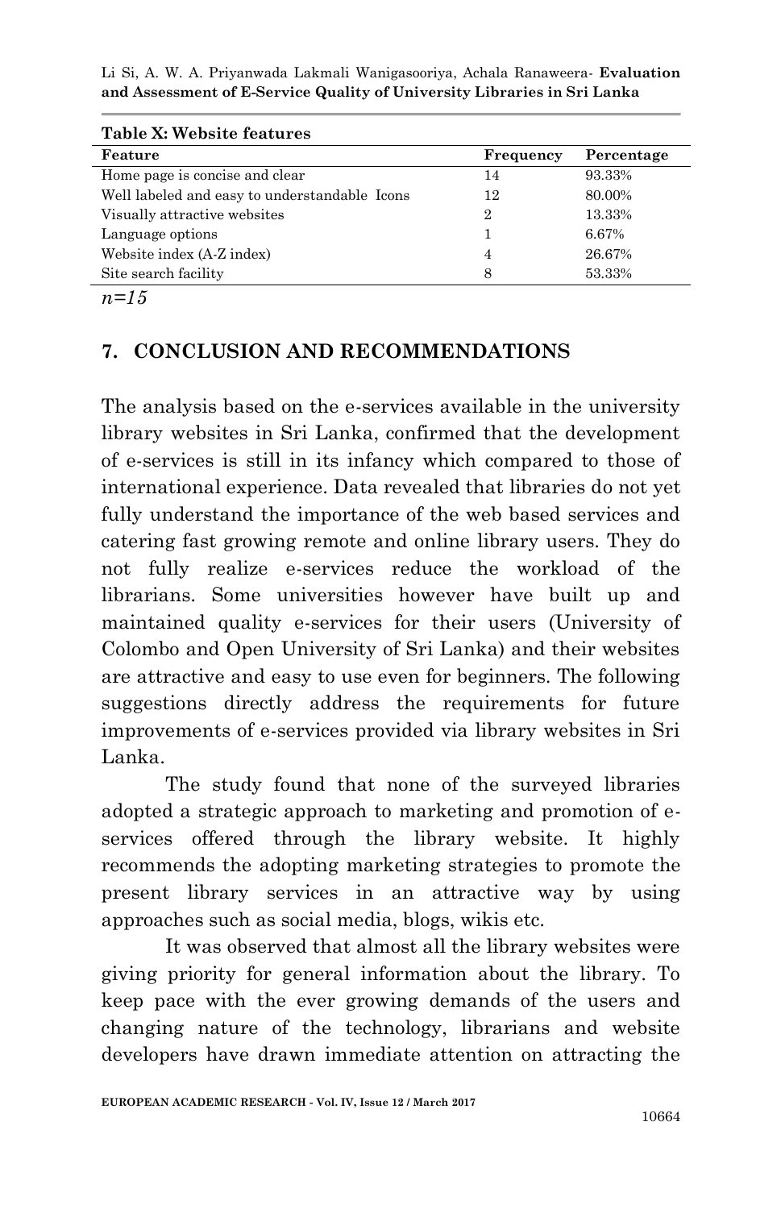**Table X: Website features**

| Feature | Frequency | Percentage |
|---|---|---|
| Home page is concise and clear | 14 | 93.33% |
| Well labeled and easy to understandable Icons | 12 | 80.00% |
| Visually attractive websites | 2 | 13.33% |
| Language options | 1 | 6.67% |
| Website index (A-Z index) | 4 | 26.67% |
| Site search facility | 8 | 53.33% |

*n=15*

## 7. CONCLUSION AND RECOMMENDATIONS

The analysis based on the e-services available in the university library websites in Sri Lanka, confirmed that the development of e-services is still in its infancy which compared to those of international experience. Data revealed that libraries do not yet fully understand the importance of the web based services and catering fast growing remote and online library users. They do not fully realize e-services reduce the workload of the librarians. Some universities however have built up and maintained quality e-services for their users (University of Colombo and Open University of Sri Lanka) and their websites are attractive and easy to use even for beginners. The following suggestions directly address the requirements for future improvements of e-services provided via library websites in Sri Lanka.

The study found that none of the surveyed libraries adopted a strategic approach to marketing and promotion of e-services offered through the library website. It highly recommends the adopting marketing strategies to promote the present library services in an attractive way by using approaches such as social media, blogs, wikis etc.

It was observed that almost all the library websites were giving priority for general information about the library. To keep pace with the ever growing demands of the users and changing nature of the technology, librarians and website developers have drawn immediate attention on attracting the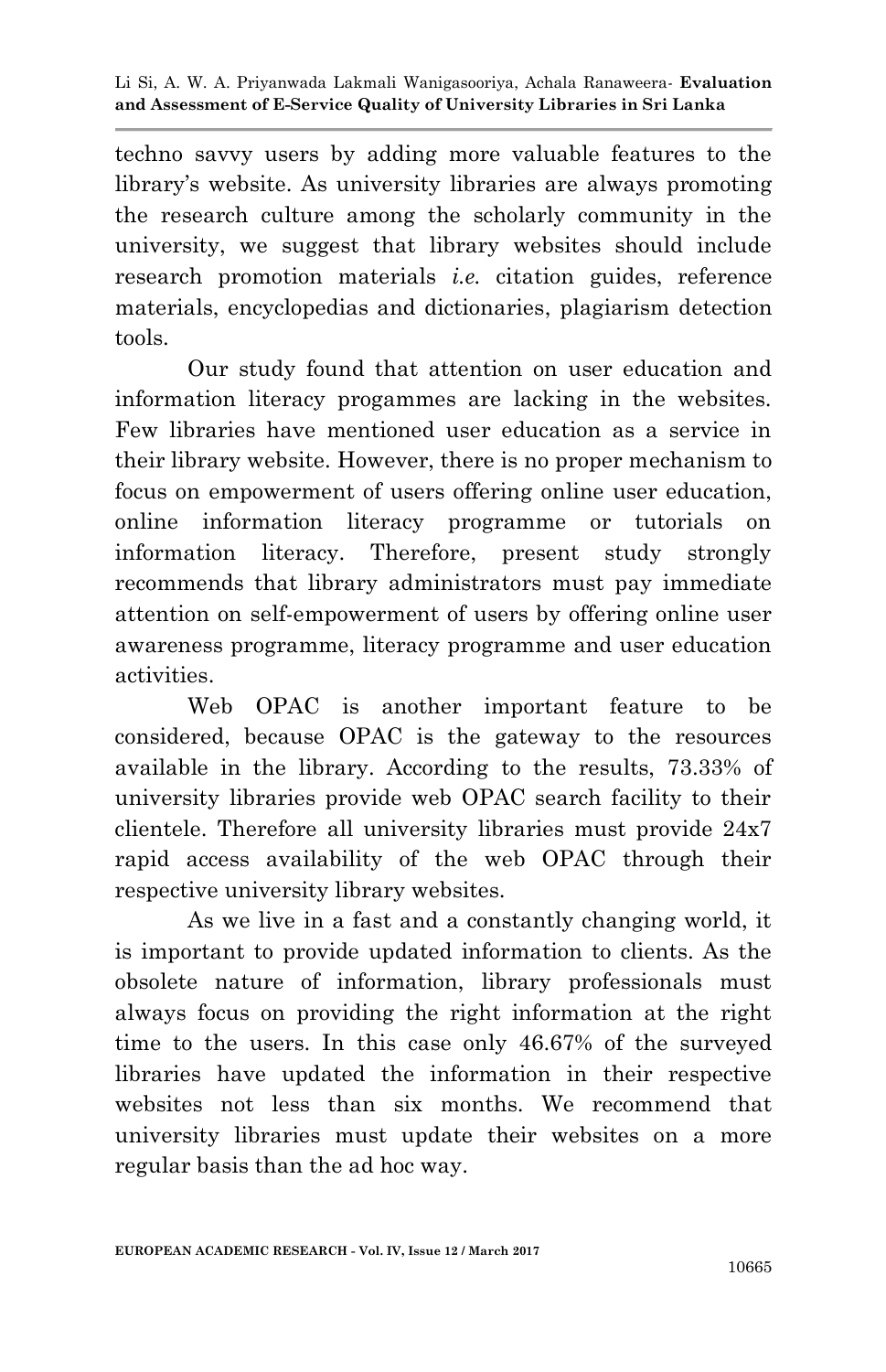techno savvy users by adding more valuable features to the library's website. As university libraries are always promoting the research culture among the scholarly community in the university, we suggest that library websites should include research promotion materials *i.e.* citation guides, reference materials, encyclopedias and dictionaries, plagiarism detection tools.

Our study found that attention on user education and information literacy progammes are lacking in the websites. Few libraries have mentioned user education as a service in their library website. However, there is no proper mechanism to focus on empowerment of users offering online user education, online information literacy programme or tutorials on information literacy. Therefore, present study strongly recommends that library administrators must pay immediate attention on self-empowerment of users by offering online user awareness programme, literacy programme and user education activities.

Web OPAC is another important feature to be considered, because OPAC is the gateway to the resources available in the library. According to the results, 73.33% of university libraries provide web OPAC search facility to their clientele. Therefore all university libraries must provide 24x7 rapid access availability of the web OPAC through their respective university library websites.

As we live in a fast and a constantly changing world, it is important to provide updated information to clients. As the obsolete nature of information, library professionals must always focus on providing the right information at the right time to the users. In this case only 46.67% of the surveyed libraries have updated the information in their respective websites not less than six months. We recommend that university libraries must update their websites on a more regular basis than the ad hoc way.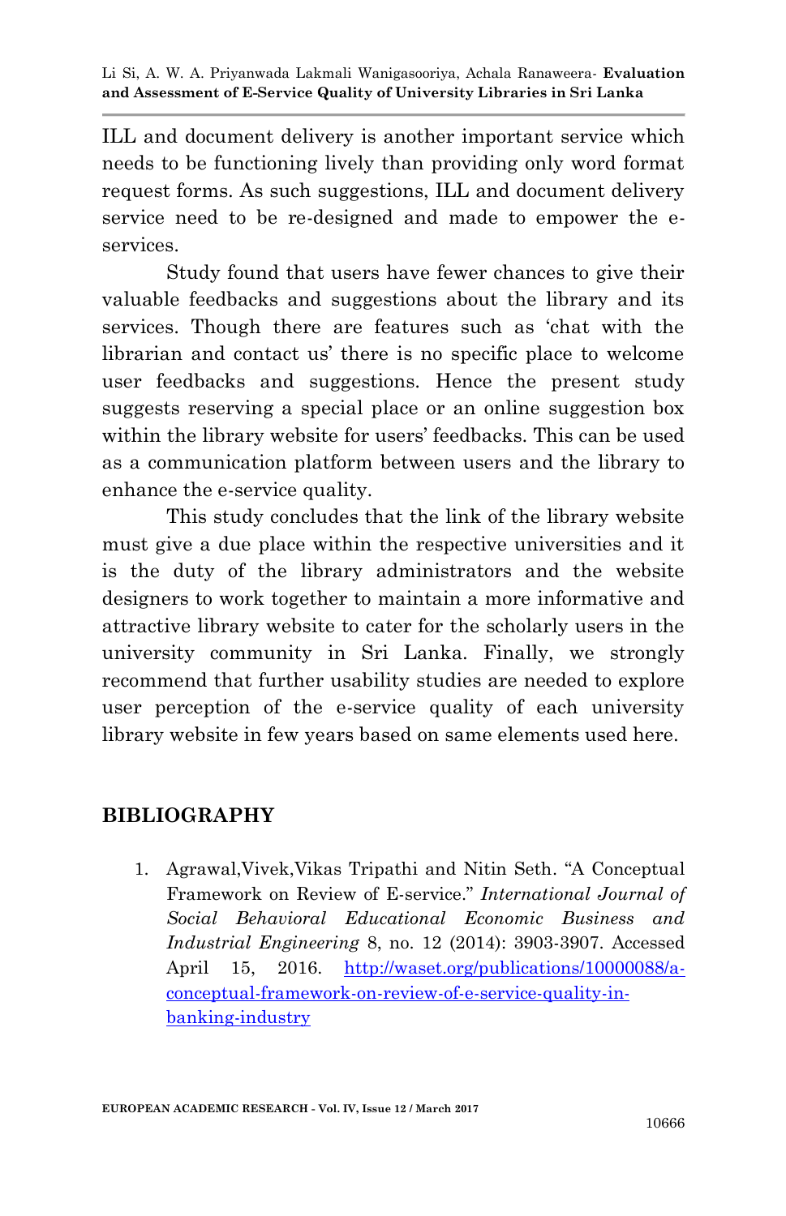ILL and document delivery is another important service which needs to be functioning lively than providing only word format request forms. As such suggestions, ILL and document delivery service need to be re-designed and made to empower the e-services.

Study found that users have fewer chances to give their valuable feedbacks and suggestions about the library and its services. Though there are features such as 'chat with the librarian and contact us' there is no specific place to welcome user feedbacks and suggestions. Hence the present study suggests reserving a special place or an online suggestion box within the library website for users' feedbacks. This can be used as a communication platform between users and the library to enhance the e-service quality.

This study concludes that the link of the library website must give a due place within the respective universities and it is the duty of the library administrators and the website designers to work together to maintain a more informative and attractive library website to cater for the scholarly users in the university community in Sri Lanka. Finally, we strongly recommend that further usability studies are needed to explore user perception of the e-service quality of each university library website in few years based on same elements used here.

## BIBLIOGRAPHY

1. Agrawal,Vivek,Vikas Tripathi and Nitin Seth. "A Conceptual Framework on Review of E-service." *International Journal of Social Behavioral Educational Economic Business and Industrial Engineering* 8, no. 12 (2014): 3903-3907. Accessed April 15, 2016. [http://waset.org/publications/10000088/a-conceptual-framework-on-review-of-e-service-quality-in-banking-industry](http://waset.org/publications/10000088/a-conceptual-framework-on-review-of-e-service-quality-in-banking-industry)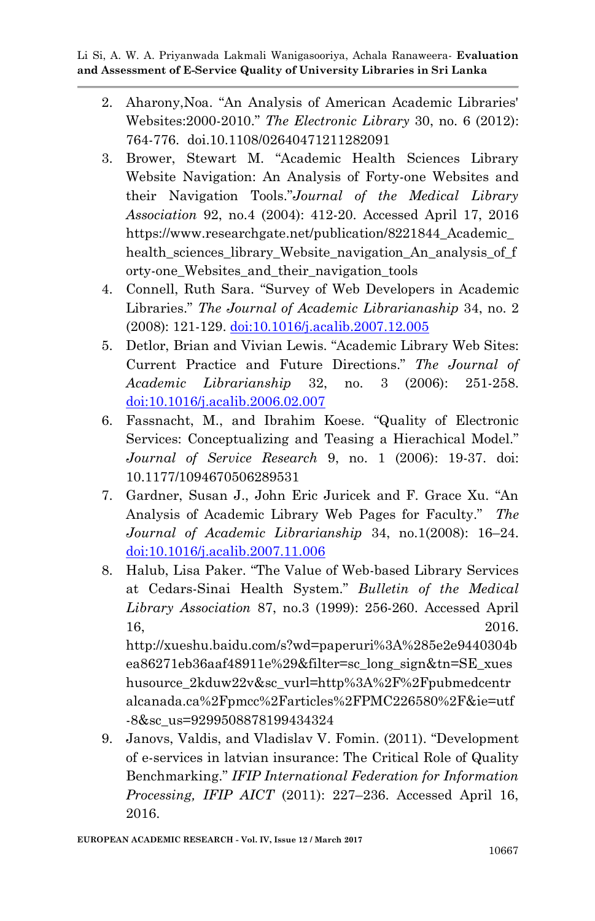2. Aharony,Noa. "An Analysis of American Academic Libraries' Websites:2000-2010." *The Electronic Library* 30, no. 6 (2012): 764-776. doi.10.1108/02640471211282091
3. Brower, Stewart M. "Academic Health Sciences Library Website Navigation: An Analysis of Forty-one Websites and their Navigation Tools."*Journal of the Medical Library Association* 92, no.4 (2004): 412-20. Accessed April 17, 2016 https://www.researchgate.net/publication/8221844_Academic_health_sciences_library_Website_navigation_An_analysis_of_forty-one_Websites_and_their_navigation_tools
4. Connell, Ruth Sara. "Survey of Web Developers in Academic Libraries." *The Journal of Academic Librarianship* 34, no. 2 (2008): 121-129. doi:10.1016/j.acalib.2007.12.005
5. Detlor, Brian and Vivian Lewis. "Academic Library Web Sites: Current Practice and Future Directions." *The Journal of Academic Librarianship* 32, no. 3 (2006): 251-258. doi:10.1016/j.acalib.2006.02.007
6. Fassnacht, M., and Ibrahim Koese. "Quality of Electronic Services: Conceptualizing and Teasing a Hierachical Model." *Journal of Service Research* 9, no. 1 (2006): 19-37. doi: 10.1177/1094670506289531
7. Gardner, Susan J., John Eric Juricek and F. Grace Xu. "An Analysis of Academic Library Web Pages for Faculty." *The Journal of Academic Librarianship* 34, no.1(2008): 16–24. doi:10.1016/j.acalib.2007.11.006
8. Halub, Lisa Paker. "The Value of Web-based Library Services at Cedars-Sinai Health System." *Bulletin of the Medical Library Association* 87, no.3 (1999): 256-260. Accessed April 16, 2016. http://xueshu.baidu.com/s?wd=paperuri%3A%285e2e9440304bea86271eb36aaf48911e%29&filter=sc_long_sign&tn=SE_xueshusource_2kduw22v&sc_vurl=http%3A%2F%2Fpubmedcentralcanada.ca%2Fpmcc%2Farticles%2FPMC226580%2F&ie=utf-8&sc_us=9299508878199434324
9. Janovs, Valdis, and Vladislav V. Fomin. (2011). "Development of e-services in latvian insurance: The Critical Role of Quality Benchmarking." *IFIP International Federation for Information Processing, IFIP AICT* (2011): 227–236. Accessed April 16, 2016.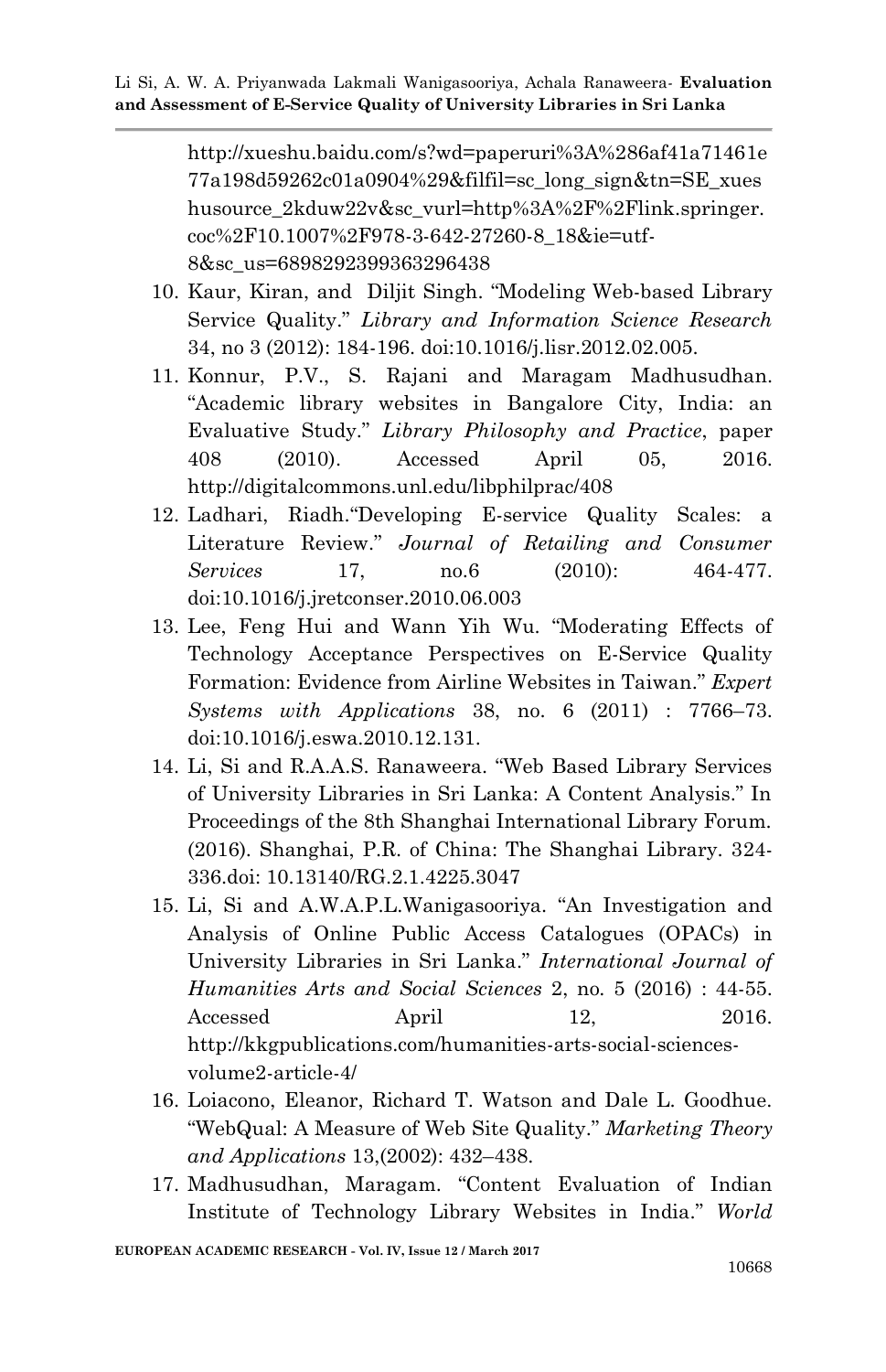http://xueshu.baidu.com/s?wd=paperuri%3A%286af41a71461e77a198d59262c01a0904%29&filfil=sc_long_sign&tn=SE_xueshusource_2kduw22v&sc_vurl=http%3A%2F%2Flink.springer.coc%2F10.1007%2F978-3-642-27260-8_18&ie=utf-8&sc_us=6898292399363296438

10. Kaur, Kiran, and Diljit Singh. "Modeling Web-based Library Service Quality." *Library and Information Science Research* 34, no 3 (2012): 184-196. doi:10.1016/j.lisr.2012.02.005.
11. Konnur, P.V., S. Rajani and Maragam Madhusudhan. "Academic library websites in Bangalore City, India: an Evaluative Study." *Library Philosophy and Practice*, paper 408 (2010). Accessed April 05, 2016. http://digitalcommons.unl.edu/libphilprac/408
12. Ladhari, Riadh."Developing E-service Quality Scales: a Literature Review." *Journal of Retailing and Consumer Services* 17, no.6 (2010): 464-477. doi:10.1016/j.jretconser.2010.06.003
13. Lee, Feng Hui and Wann Yih Wu. "Moderating Effects of Technology Acceptance Perspectives on E-Service Quality Formation: Evidence from Airline Websites in Taiwan." *Expert Systems with Applications* 38, no. 6 (2011) : 7766–73. doi:10.1016/j.eswa.2010.12.131.
14. Li, Si and R.A.A.S. Ranaweera. "Web Based Library Services of University Libraries in Sri Lanka: A Content Analysis." In Proceedings of the 8th Shanghai International Library Forum. (2016). Shanghai, P.R. of China: The Shanghai Library. 324-336.doi: 10.13140/RG.2.1.4225.3047
15. Li, Si and A.W.A.P.L.Wanigasooriya. "An Investigation and Analysis of Online Public Access Catalogues (OPACs) in University Libraries in Sri Lanka." *International Journal of Humanities Arts and Social Sciences* 2, no. 5 (2016) : 44-55. Accessed April 12, 2016. http://kkgpublications.com/humanities-arts-social-sciences-volume2-article-4/
16. Loiacono, Eleanor, Richard T. Watson and Dale L. Goodhue. "WebQual: A Measure of Web Site Quality." *Marketing Theory and Applications* 13,(2002): 432–438.
17. Madhusudhan, Maragam. "Content Evaluation of Indian Institute of Technology Library Websites in India." *World*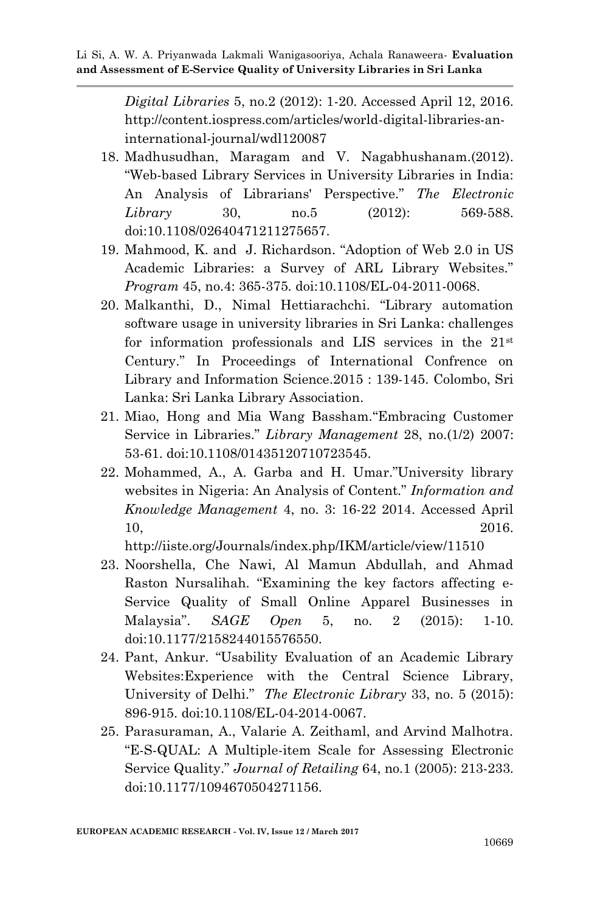*Digital Libraries* 5, no.2 (2012): 1-20. Accessed April 12, 2016. http://content.iospress.com/articles/world-digital-libraries-an-international-journal/wdl120087

18. Madhusudhan, Maragam and V. Nagabhushanam.(2012). "Web-based Library Services in University Libraries in India: An Analysis of Librarians' Perspective." *The Electronic Library* 30, no.5 (2012): 569-588. doi:10.1108/02640471211275657.
19. Mahmood, K. and J. Richardson. "Adoption of Web 2.0 in US Academic Libraries: a Survey of ARL Library Websites." *Program* 45, no.4: 365-375. doi:10.1108/EL-04-2011-0068.
20. Malkanthi, D., Nimal Hettiarachchi. "Library automation software usage in university libraries in Sri Lanka: challenges for information professionals and LIS services in the 21st Century." In Proceedings of International Confrence on Library and Information Science.2015 : 139-145. Colombo, Sri Lanka: Sri Lanka Library Association.
21. Miao, Hong and Mia Wang Bassham."Embracing Customer Service in Libraries." *Library Management* 28, no.(1/2) 2007: 53-61. doi:10.1108/01435120710723545.
22. Mohammed, A., A. Garba and H. Umar."University library websites in Nigeria: An Analysis of Content." *Information and Knowledge Management* 4, no. 3: 16-22 2014. Accessed April 10, 2016. http://iiste.org/Journals/index.php/IKM/article/view/11510
23. Noorshella, Che Nawi, Al Mamun Abdullah, and Ahmad Raston Nursalihah. "Examining the key factors affecting e-Service Quality of Small Online Apparel Businesses in Malaysia". *SAGE Open* 5, no. 2 (2015): 1-10. doi:10.1177/2158244015576550.
24. Pant, Ankur. "Usability Evaluation of an Academic Library Websites:Experience with the Central Science Library, University of Delhi." *The Electronic Library* 33, no. 5 (2015): 896-915. doi:10.1108/EL-04-2014-0067.
25. Parasuraman, A., Valarie A. Zeithaml, and Arvind Malhotra. "E-S-QUAL: A Multiple-item Scale for Assessing Electronic Service Quality." *Journal of Retailing* 64, no.1 (2005): 213-233. doi:10.1177/1094670504271156.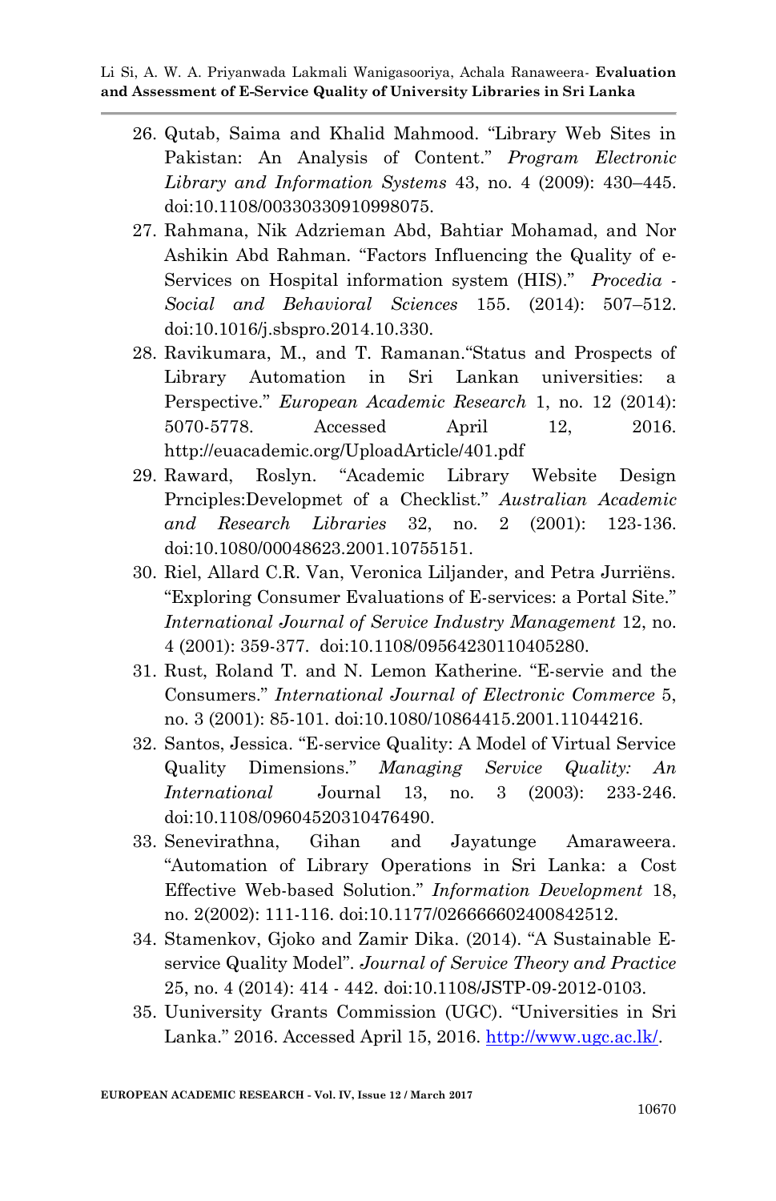26. Qutab, Saima and Khalid Mahmood. "Library Web Sites in Pakistan: An Analysis of Content." *Program Electronic Library and Information Systems* 43, no. 4 (2009): 430–445. doi:10.1108/00330330910998075.
27. Rahmana, Nik Adzrieman Abd, Bahtiar Mohamad, and Nor Ashikin Abd Rahman. "Factors Influencing the Quality of e-Services on Hospital information system (HIS)." *Procedia - Social and Behavioral Sciences* 155. (2014): 507–512. doi:10.1016/j.sbspro.2014.10.330.
28. Ravikumara, M., and T. Ramanan."Status and Prospects of Library Automation in Sri Lankan universities: a Perspective." *European Academic Research* 1, no. 12 (2014): 5070-5778. Accessed April 12, 2016. http://euacademic.org/UploadArticle/401.pdf
29. Raward, Roslyn. "Academic Library Website Design Prnciples:Developmet of a Checklist." *Australian Academic and Research Libraries* 32, no. 2 (2001): 123-136. doi:10.1080/00048623.2001.10755151.
30. Riel, Allard C.R. Van, Veronica Liljander, and Petra Jurriëns. "Exploring Consumer Evaluations of E-services: a Portal Site." *International Journal of Service Industry Management* 12, no. 4 (2001): 359-377. doi:10.1108/09564230110405280.
31. Rust, Roland T. and N. Lemon Katherine. "E-servie and the Consumers." *International Journal of Electronic Commerce* 5, no. 3 (2001): 85-101. doi:10.1080/10864415.2001.11044216.
32. Santos, Jessica. "E-service Quality: A Model of Virtual Service Quality Dimensions." *Managing Service Quality: An International* Journal 13, no. 3 (2003): 233-246. doi:10.1108/09604520310476490.
33. Senevirathna, Gihan and Jayatunge Amaraweera. "Automation of Library Operations in Sri Lanka: a Cost Effective Web-based Solution." *Information Development* 18, no. 2(2002): 111-116. doi:10.1177/026666602400842512.
34. Stamenkov, Gjoko and Zamir Dika. (2014). "A Sustainable E-service Quality Model". *Journal of Service Theory and Practice* 25, no. 4 (2014): 414 - 442. doi:10.1108/JSTP-09-2012-0103.
35. Uuniversity Grants Commission (UGC). "Universities in Sri Lanka." 2016. Accessed April 15, 2016. [http://www.ugc.ac.lk/](http://www.ugc.ac.lk/).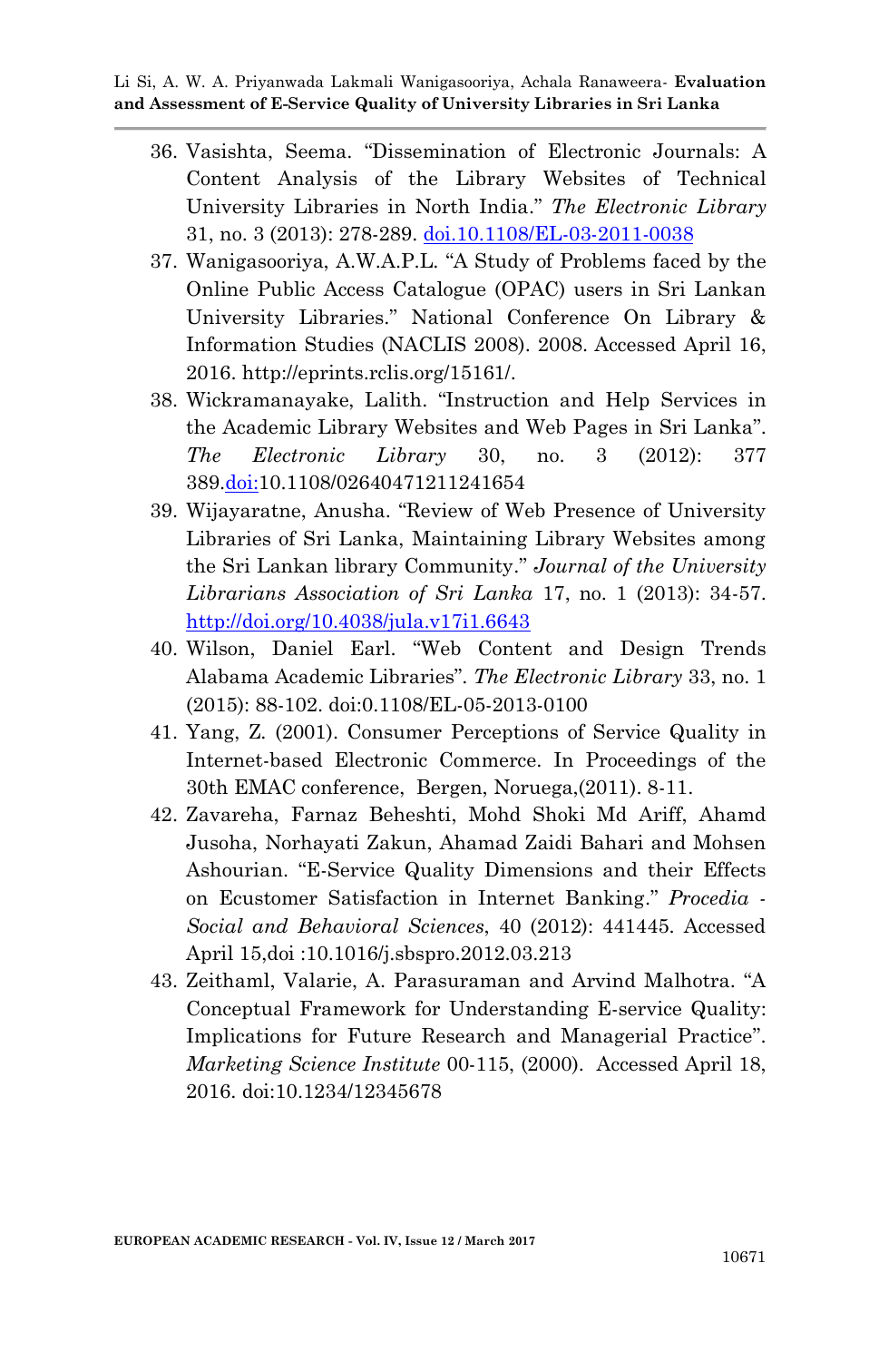36. Vasishta, Seema. "Dissemination of Electronic Journals: A Content Analysis of the Library Websites of Technical University Libraries in North India." *The Electronic Library* 31, no. 3 (2013): 278-289. doi.10.1108/EL-03-2011-0038
37. Wanigasooriya, A.W.A.P.L. "A Study of Problems faced by the Online Public Access Catalogue (OPAC) users in Sri Lankan University Libraries." National Conference On Library & Information Studies (NACLIS 2008). 2008. Accessed April 16, 2016. http://eprints.rclis.org/15161/.
38. Wickramanayake, Lalith. "Instruction and Help Services in the Academic Library Websites and Web Pages in Sri Lanka". *The Electronic Library* 30, no. 3 (2012): 377 389.doi:10.1108/02640471211241654
39. Wijayaratne, Anusha. "Review of Web Presence of University Libraries of Sri Lanka, Maintaining Library Websites among the Sri Lankan library Community." *Journal of the University Librarians Association of Sri Lanka* 17, no. 1 (2013): 34-57. http://doi.org/10.4038/jula.v17i1.6643
40. Wilson, Daniel Earl. "Web Content and Design Trends Alabama Academic Libraries". *The Electronic Library* 33, no. 1 (2015): 88-102. doi:0.1108/EL-05-2013-0100
41. Yang, Z. (2001). Consumer Perceptions of Service Quality in Internet-based Electronic Commerce. In Proceedings of the 30th EMAC conference, Bergen, Noruega,(2011). 8-11.
42. Zavareha, Farnaz Beheshti, Mohd Shoki Md Ariff, Ahamd Jusoha, Norhayati Zakun, Ahamad Zaidi Bahari and Mohsen Ashourian. "E-Service Quality Dimensions and their Effects on Ecustomer Satisfaction in Internet Banking." *Procedia - Social and Behavioral Sciences*, 40 (2012): 441445. Accessed April 15,doi :10.1016/j.sbspro.2012.03.213
43. Zeithaml, Valarie, A. Parasuraman and Arvind Malhotra. "A Conceptual Framework for Understanding E-service Quality: Implications for Future Research and Managerial Practice". *Marketing Science Institute* 00-115, (2000). Accessed April 18, 2016. doi:10.1234/12345678